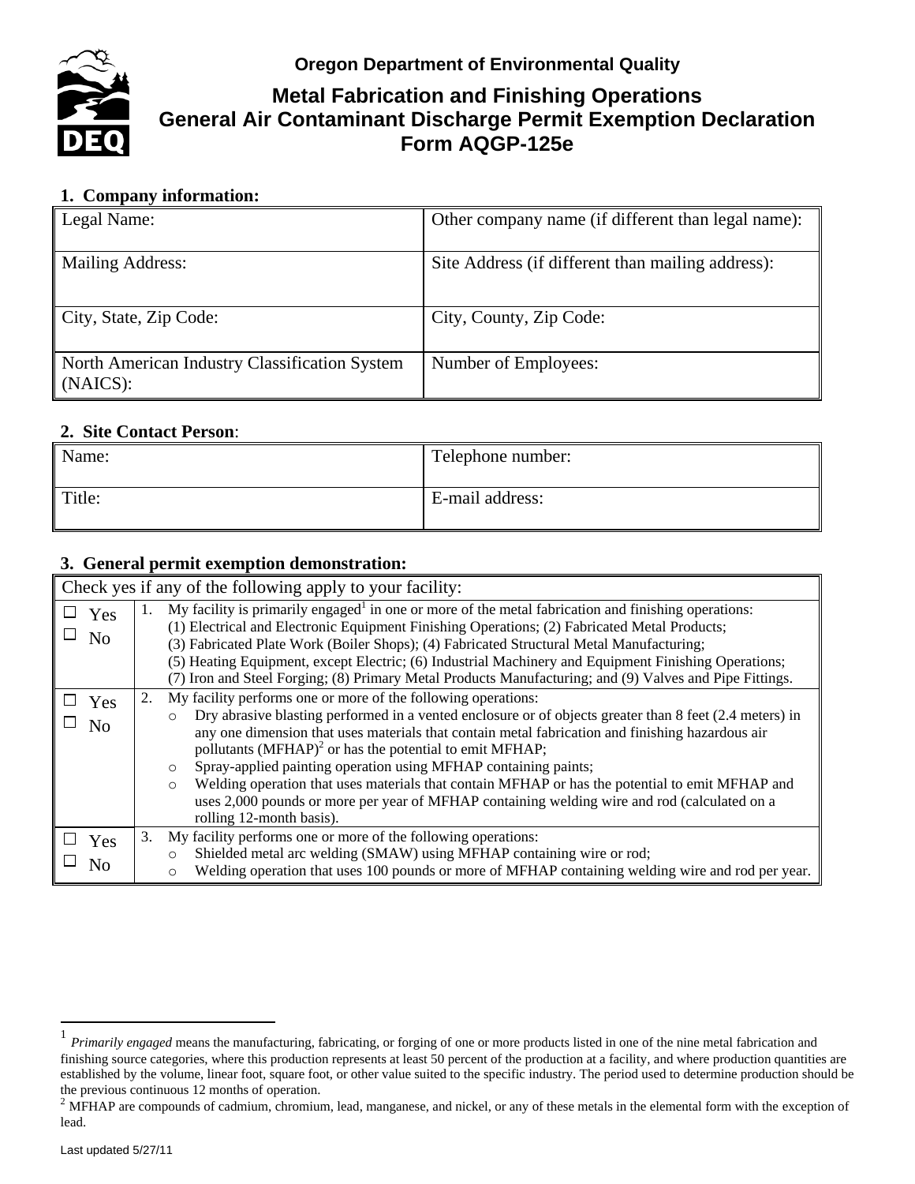**Oregon Department of Environmental Quality**

# Metal Fabrication and Finishing Operations General Air Contaminant Discharge Permit Exemption Declaration Form AQGP-125e

## 1. Company information:

| Legal Name: | Other company name (if different than legal name): |
|---|---|
| Mailing Address: | Site Address (if different than mailing address): |
| City, State, Zip Code: | City, County, Zip Code: |
| North American Industry Classification System (NAICS): | Number of Employees: |

## 2. Site Contact Person:

| Name: | Telephone number: |
|---|---|
| Title: | E-mail address: |

## 3. General permit exemption demonstration:

| Check yes if any of the following apply to your facility: | |
|---|---|
| ☐ Yes ☐ No | 1. My facility is primarily engaged[1] in one or more of the metal fabrication and finishing operations: (1) Electrical and Electronic Equipment Finishing Operations; (2) Fabricated Metal Products; (3) Fabricated Plate Work (Boiler Shops); (4) Fabricated Structural Metal Manufacturing; (5) Heating Equipment, except Electric; (6) Industrial Machinery and Equipment Finishing Operations; (7) Iron and Steel Forging; (8) Primary Metal Products Manufacturing; and (9) Valves and Pipe Fittings. |
| ☐ Yes ☐ No | 2. My facility performs one or more of the following operations:<br>○ Dry abrasive blasting performed in a vented enclosure or of objects greater than 8 feet (2.4 meters) in any one dimension that uses materials that contain metal fabrication and finishing hazardous air pollutants (MFHAP)[2] or has the potential to emit MFHAP;<br>○ Spray-applied painting operation using MFHAP containing paints;<br>○ Welding operation that uses materials that contain MFHAP or has the potential to emit MFHAP and uses 2,000 pounds or more per year of MFHAP containing welding wire and rod (calculated on a rolling 12-month basis). |
| ☐ Yes ☐ No | 3. My facility performs one or more of the following operations:<br>○ Shielded metal arc welding (SMAW) using MFHAP containing wire or rod;<br>○ Welding operation that uses 100 pounds or more of MFHAP containing welding wire and rod per year. |

---

[1] *Primarily engaged* means the manufacturing, fabricating, or forging of one or more products listed in one of the nine metal fabrication and finishing source categories, where this production represents at least 50 percent of the production at a facility, and where production quantities are established by the volume, linear foot, square foot, or other value suited to the specific industry. The period used to determine production should be the previous continuous 12 months of operation.

[2] MFHAP are compounds of cadmium, chromium, lead, manganese, and nickel, or any of these metals in the elemental form with the exception of lead.

Last updated 5/27/11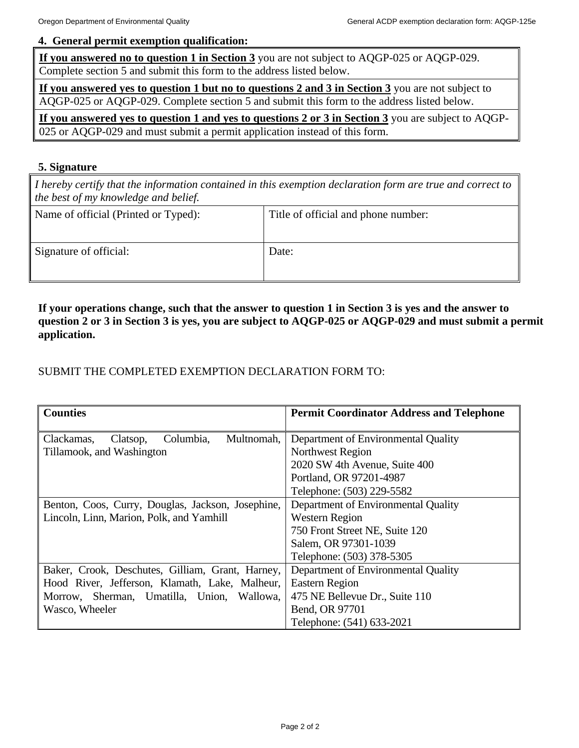## 4. General permit exemption qualification:

| |
|---|
| **<u>If you answered no to question 1 in Section 3</u>** you are not subject to AQGP-025 or AQGP-029. Complete section 5 and submit this form to the address listed below. |
| **<u>If you answered yes to question 1 but no to questions 2 and 3 in Section 3</u>** you are not subject to AQGP-025 or AQGP-029. Complete section 5 and submit this form to the address listed below. |
| **<u>If you answered yes to question 1 and yes to questions 2 or 3 in Section 3</u>** you are subject to AQGP-025 or AQGP-029 and must submit a permit application instead of this form. |

## 5. Signature

| *I hereby certify that the information contained in this exemption declaration form are true and correct to the best of my knowledge and belief.* | |
|---|---|
| Name of official (Printed or Typed): | Title of official and phone number: |
| Signature of official: | Date: |

**If your operations change, such that the answer to question 1 in Section 3 is yes and the answer to question 2 or 3 in Section 3 is yes, you are subject to AQGP-025 or AQGP-029 and must submit a permit application.**

SUBMIT THE COMPLETED EXEMPTION DECLARATION FORM TO:

| **Counties** | **Permit Coordinator Address and Telephone** |
|---|---|
| Clackamas, Clatsop, Columbia, Multnomah, Tillamook, and Washington | Department of Environmental Quality<br>Northwest Region<br>2020 SW 4th Avenue, Suite 400<br>Portland, OR 97201-4987<br>Telephone: (503) 229-5582 |
| Benton, Coos, Curry, Douglas, Jackson, Josephine, Lincoln, Linn, Marion, Polk, and Yamhill | Department of Environmental Quality<br>Western Region<br>750 Front Street NE, Suite 120<br>Salem, OR 97301-1039<br>Telephone: (503) 378-5305 |
| Baker, Crook, Deschutes, Gilliam, Grant, Harney, Hood River, Jefferson, Klamath, Lake, Malheur, Morrow, Sherman, Umatilla, Union, Wallowa, Wasco, Wheeler | Department of Environmental Quality<br>Eastern Region<br>475 NE Bellevue Dr., Suite 110<br>Bend, OR 97701<br>Telephone: (541) 633-2021 |